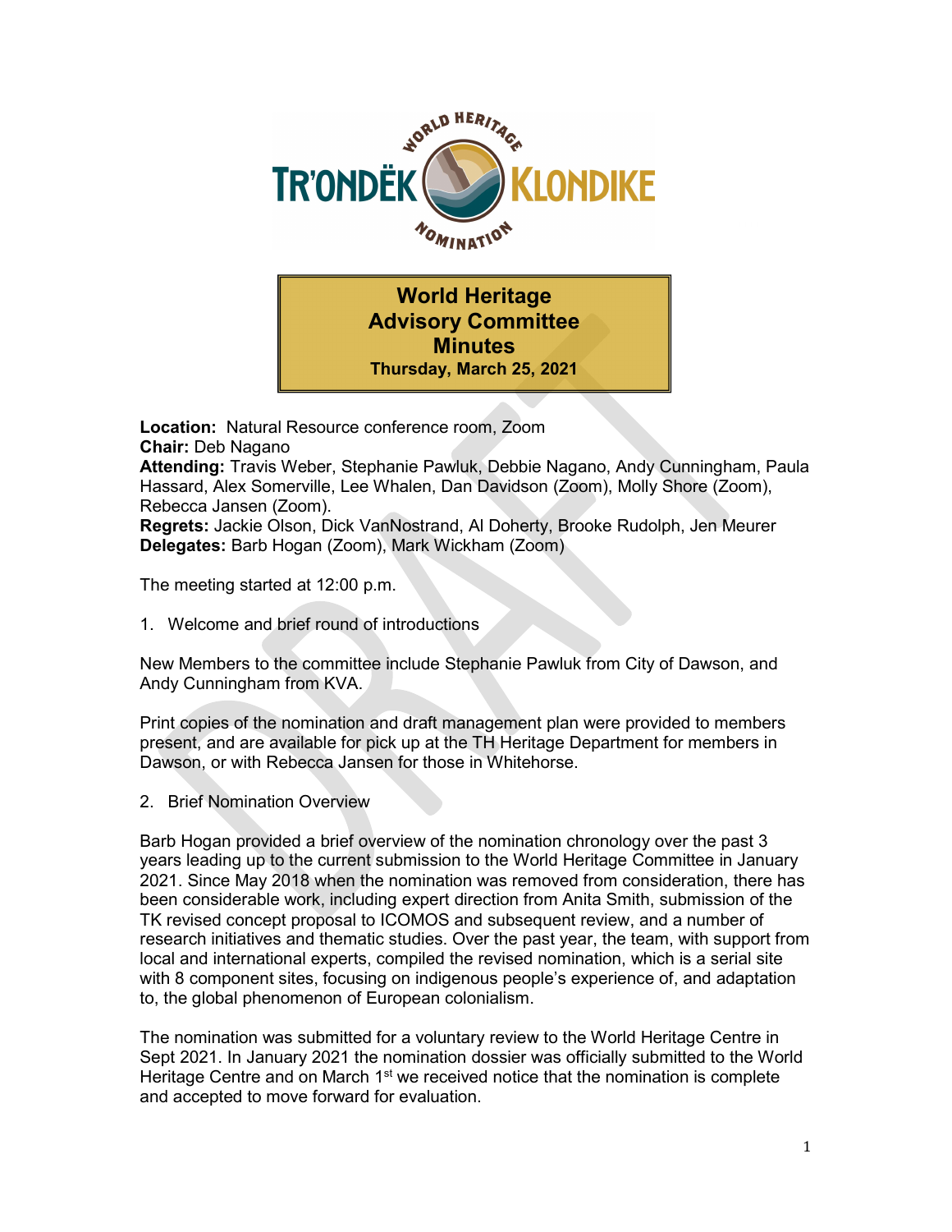# World Heritage Advisory Committee Minutes

**Thursday, March 25, 2021**

**Location:** Natural Resource conference room, Zoom
**Chair:** Deb Nagano
**Attending:** Travis Weber, Stephanie Pawluk, Debbie Nagano, Andy Cunningham, Paula Hassard, Alex Somerville, Lee Whalen, Dan Davidson (Zoom), Molly Shore (Zoom), Rebecca Jansen (Zoom).
**Regrets:** Jackie Olson, Dick VanNostrand, Al Doherty, Brooke Rudolph, Jen Meurer
**Delegates:** Barb Hogan (Zoom), Mark Wickham (Zoom)

The meeting started at 12:00 p.m.

1. Welcome and brief round of introductions

New Members to the committee include Stephanie Pawluk from City of Dawson, and Andy Cunningham from KVA.

Print copies of the nomination and draft management plan were provided to members present, and are available for pick up at the TH Heritage Department for members in Dawson, or with Rebecca Jansen for those in Whitehorse.

2. Brief Nomination Overview

Barb Hogan provided a brief overview of the nomination chronology over the past 3 years leading up to the current submission to the World Heritage Committee in January 2021. Since May 2018 when the nomination was removed from consideration, there has been considerable work, including expert direction from Anita Smith, submission of the TK revised concept proposal to ICOMOS and subsequent review, and a number of research initiatives and thematic studies. Over the past year, the team, with support from local and international experts, compiled the revised nomination, which is a serial site with 8 component sites, focusing on indigenous people's experience of, and adaptation to, the global phenomenon of European colonialism.

The nomination was submitted for a voluntary review to the World Heritage Centre in Sept 2021. In January 2021 the nomination dossier was officially submitted to the World Heritage Centre and on March 1st we received notice that the nomination is complete and accepted to move forward for evaluation.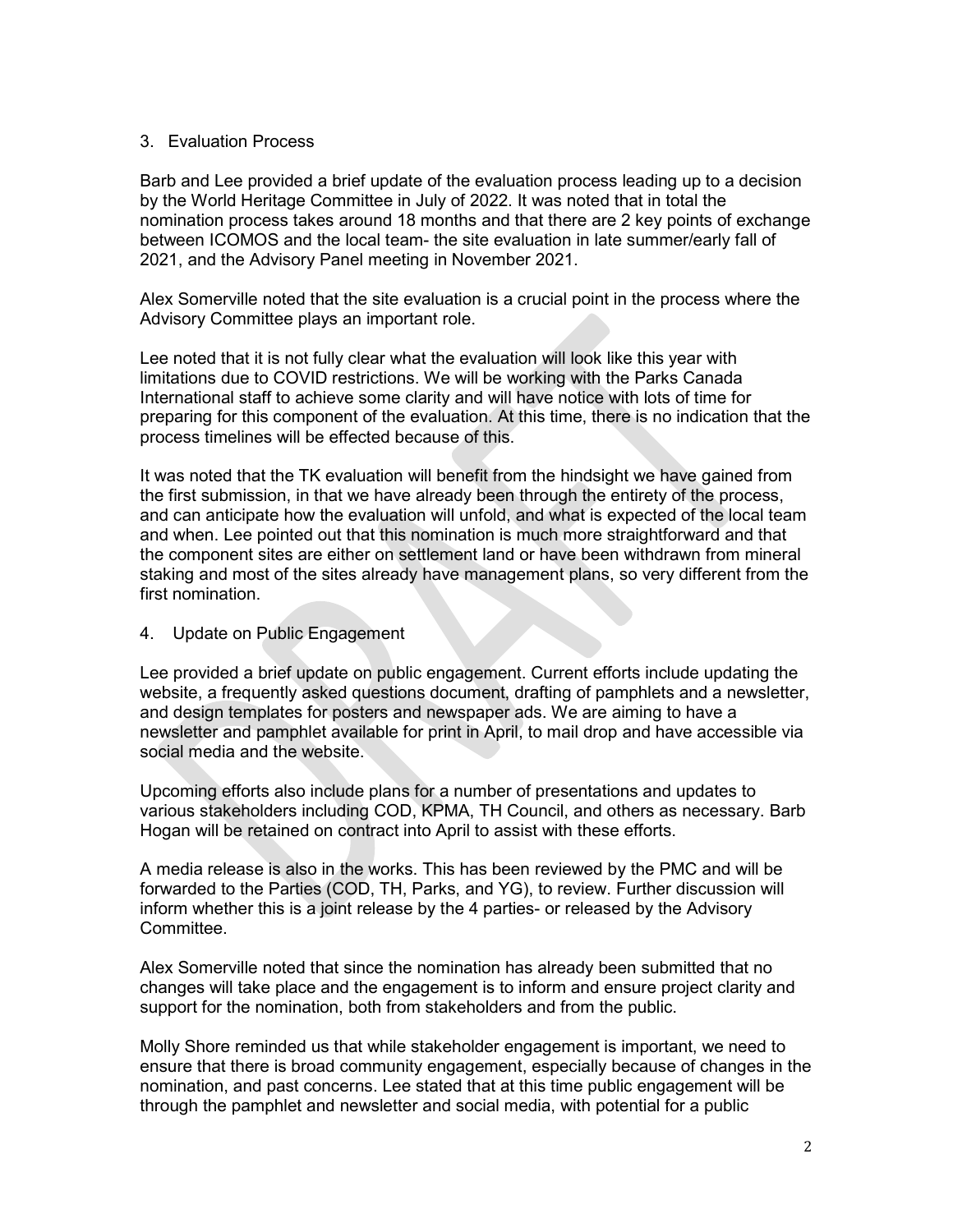3. Evaluation Process

Barb and Lee provided a brief update of the evaluation process leading up to a decision by the World Heritage Committee in July of 2022. It was noted that in total the nomination process takes around 18 months and that there are 2 key points of exchange between ICOMOS and the local team- the site evaluation in late summer/early fall of 2021, and the Advisory Panel meeting in November 2021.

Alex Somerville noted that the site evaluation is a crucial point in the process where the Advisory Committee plays an important role.

Lee noted that it is not fully clear what the evaluation will look like this year with limitations due to COVID restrictions. We will be working with the Parks Canada International staff to achieve some clarity and will have notice with lots of time for preparing for this component of the evaluation. At this time, there is no indication that the process timelines will be effected because of this.

It was noted that the TK evaluation will benefit from the hindsight we have gained from the first submission, in that we have already been through the entirety of the process, and can anticipate how the evaluation will unfold, and what is expected of the local team and when. Lee pointed out that this nomination is much more straightforward and that the component sites are either on settlement land or have been withdrawn from mineral staking and most of the sites already have management plans, so very different from the first nomination.

4. Update on Public Engagement

Lee provided a brief update on public engagement. Current efforts include updating the website, a frequently asked questions document, drafting of pamphlets and a newsletter, and design templates for posters and newspaper ads. We are aiming to have a newsletter and pamphlet available for print in April, to mail drop and have accessible via social media and the website.

Upcoming efforts also include plans for a number of presentations and updates to various stakeholders including COD, KPMA, TH Council, and others as necessary. Barb Hogan will be retained on contract into April to assist with these efforts.

A media release is also in the works. This has been reviewed by the PMC and will be forwarded to the Parties (COD, TH, Parks, and YG), to review. Further discussion will inform whether this is a joint release by the 4 parties- or released by the Advisory Committee.

Alex Somerville noted that since the nomination has already been submitted that no changes will take place and the engagement is to inform and ensure project clarity and support for the nomination, both from stakeholders and from the public.

Molly Shore reminded us that while stakeholder engagement is important, we need to ensure that there is broad community engagement, especially because of changes in the nomination, and past concerns. Lee stated that at this time public engagement will be through the pamphlet and newsletter and social media, with potential for a public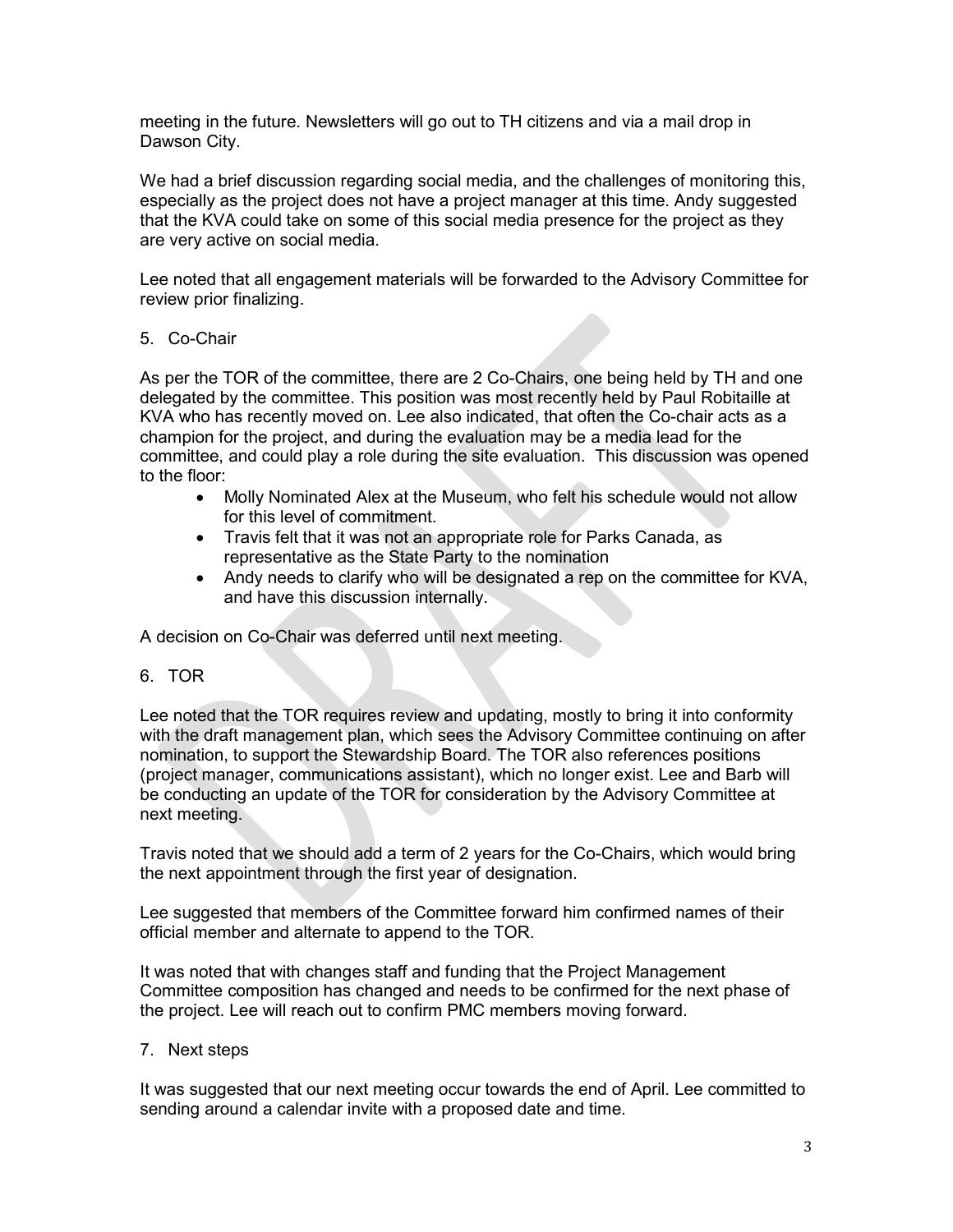meeting in the future. Newsletters will go out to TH citizens and via a mail drop in Dawson City.

We had a brief discussion regarding social media, and the challenges of monitoring this, especially as the project does not have a project manager at this time. Andy suggested that the KVA could take on some of this social media presence for the project as they are very active on social media.

Lee noted that all engagement materials will be forwarded to the Advisory Committee for review prior finalizing.

5. Co-Chair

As per the TOR of the committee, there are 2 Co-Chairs, one being held by TH and one delegated by the committee. This position was most recently held by Paul Robitaille at KVA who has recently moved on. Lee also indicated, that often the Co-chair acts as a champion for the project, and during the evaluation may be a media lead for the committee, and could play a role during the site evaluation. This discussion was opened to the floor:

- Molly Nominated Alex at the Museum, who felt his schedule would not allow for this level of commitment.
- Travis felt that it was not an appropriate role for Parks Canada, as representative as the State Party to the nomination
- Andy needs to clarify who will be designated a rep on the committee for KVA, and have this discussion internally.

A decision on Co-Chair was deferred until next meeting.

6. TOR

Lee noted that the TOR requires review and updating, mostly to bring it into conformity with the draft management plan, which sees the Advisory Committee continuing on after nomination, to support the Stewardship Board. The TOR also references positions (project manager, communications assistant), which no longer exist. Lee and Barb will be conducting an update of the TOR for consideration by the Advisory Committee at next meeting.

Travis noted that we should add a term of 2 years for the Co-Chairs, which would bring the next appointment through the first year of designation.

Lee suggested that members of the Committee forward him confirmed names of their official member and alternate to append to the TOR.

It was noted that with changes staff and funding that the Project Management Committee composition has changed and needs to be confirmed for the next phase of the project. Lee will reach out to confirm PMC members moving forward.

7. Next steps

It was suggested that our next meeting occur towards the end of April. Lee committed to sending around a calendar invite with a proposed date and time.